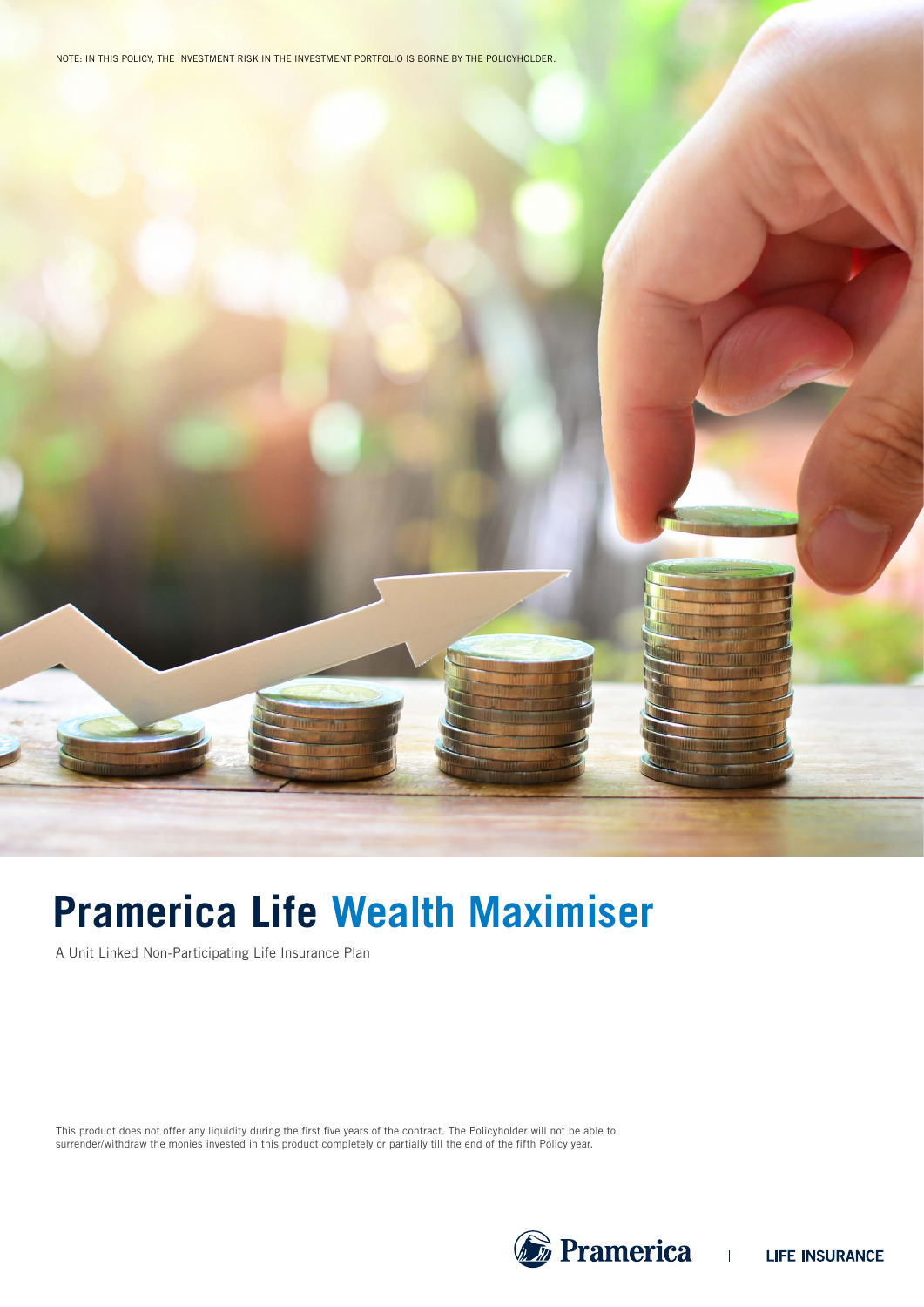NOTE: IN THIS POLICY, THE INVESTMENT RISK IN THE INVESTMENT PORTFOLIO IS BORNE BY THE POLICYHOLDER.

# Pramerica Life Wealth Maximiser

A Unit Linked Non-Participating Life Insurance Plan

This product does not offer any liquidity during the first five years of the contract. The Policyholder will not be able to surrender/withdraw the monies invested in this product completely or partially till the end of the fifth Policy year.

Pramerica | LIFE INSURANCE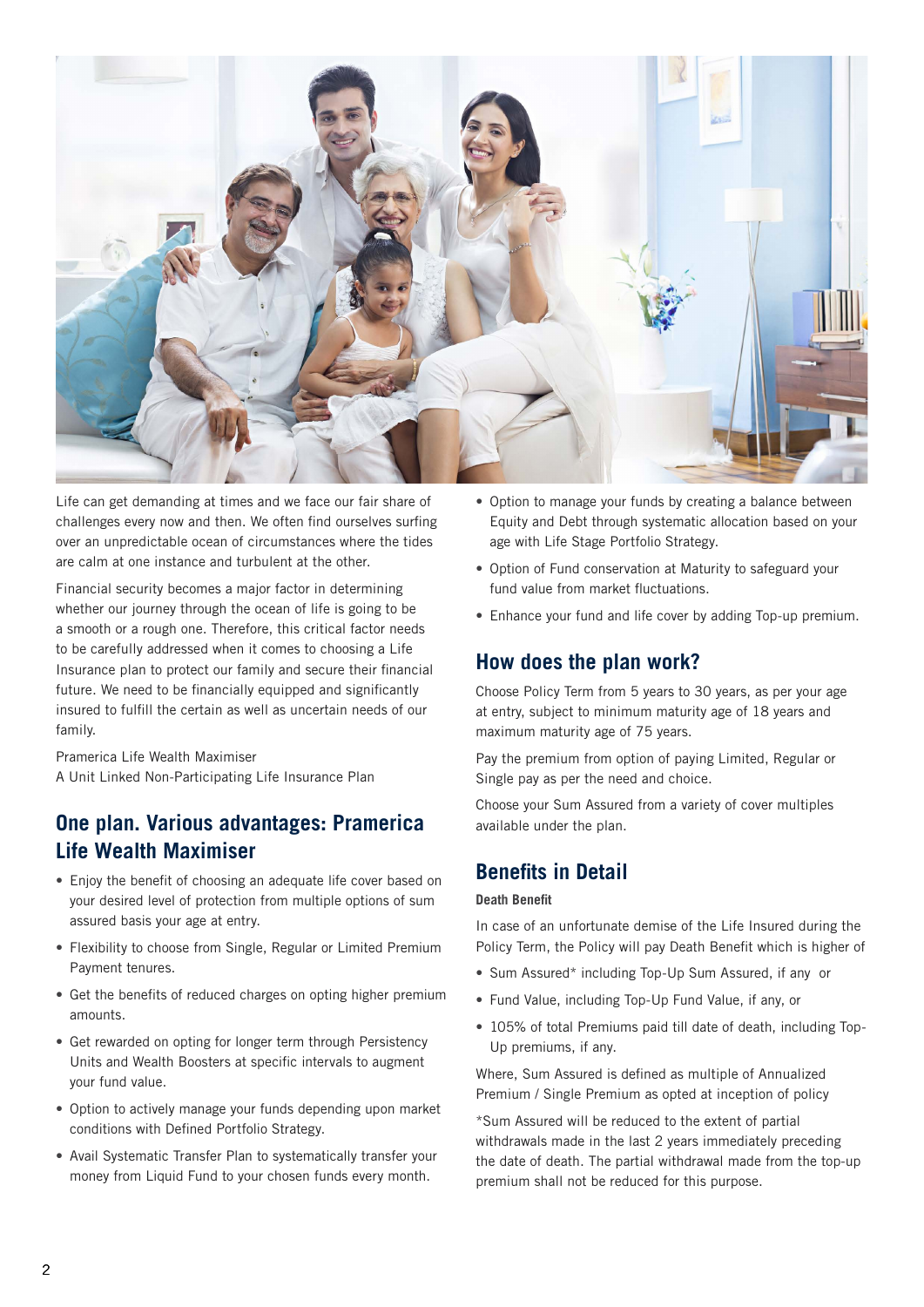Life can get demanding at times and we face our fair share of challenges every now and then. We often find ourselves surfing over an unpredictable ocean of circumstances where the tides are calm at one instance and turbulent at the other.

Financial security becomes a major factor in determining whether our journey through the ocean of life is going to be a smooth or a rough one. Therefore, this critical factor needs to be carefully addressed when it comes to choosing a Life Insurance plan to protect our family and secure their financial future. We need to be financially equipped and significantly insured to fulfill the certain as well as uncertain needs of our family.

Pramerica Life Wealth Maximiser
A Unit Linked Non-Participating Life Insurance Plan

## One plan. Various advantages: Pramerica Life Wealth Maximiser

- Enjoy the benefit of choosing an adequate life cover based on your desired level of protection from multiple options of sum assured basis your age at entry.
- Flexibility to choose from Single, Regular or Limited Premium Payment tenures.
- Get the benefits of reduced charges on opting higher premium amounts.
- Get rewarded on opting for longer term through Persistency Units and Wealth Boosters at specific intervals to augment your fund value.
- Option to actively manage your funds depending upon market conditions with Defined Portfolio Strategy.
- Avail Systematic Transfer Plan to systematically transfer your money from Liquid Fund to your chosen funds every month.
- Option to manage your funds by creating a balance between Equity and Debt through systematic allocation based on your age with Life Stage Portfolio Strategy.
- Option of Fund conservation at Maturity to safeguard your fund value from market fluctuations.
- Enhance your fund and life cover by adding Top-up premium.

## How does the plan work?

Choose Policy Term from 5 years to 30 years, as per your age at entry, subject to minimum maturity age of 18 years and maximum maturity age of 75 years.

Pay the premium from option of paying Limited, Regular or Single pay as per the need and choice.

Choose your Sum Assured from a variety of cover multiples available under the plan.

## Benefits in Detail

### Death Benefit

In case of an unfortunate demise of the Life Insured during the Policy Term, the Policy will pay Death Benefit which is higher of

- Sum Assured* including Top-Up Sum Assured, if any or
- Fund Value, including Top-Up Fund Value, if any, or
- 105% of total Premiums paid till date of death, including Top-Up premiums, if any.

Where, Sum Assured is defined as multiple of Annualized Premium / Single Premium as opted at inception of policy

*Sum Assured will be reduced to the extent of partial withdrawals made in the last 2 years immediately preceding the date of death. The partial withdrawal made from the top-up premium shall not be reduced for this purpose.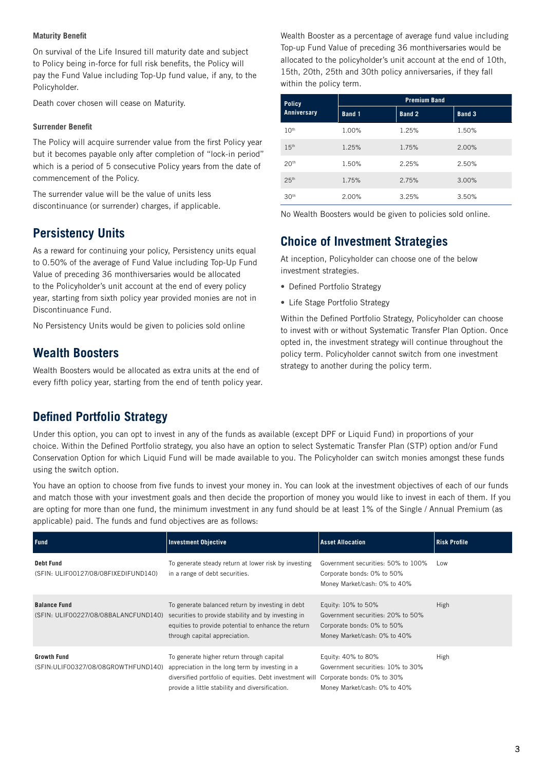#### Maturity Benefit

On survival of the Life Insured till maturity date and subject to Policy being in-force for full risk benefits, the Policy will pay the Fund Value including Top-Up fund value, if any, to the Policyholder.

Death cover chosen will cease on Maturity.

#### Surrender Benefit

The Policy will acquire surrender value from the first Policy year but it becomes payable only after completion of "lock-in period" which is a period of 5 consecutive Policy years from the date of commencement of the Policy.

The surrender value will be the value of units less discontinuance (or surrender) charges, if applicable.

## Persistency Units

As a reward for continuing your policy, Persistency units equal to 0.50% of the average of Fund Value including Top-Up Fund Value of preceding 36 monthiversaries would be allocated to the Policyholder's unit account at the end of every policy year, starting from sixth policy year provided monies are not in Discontinuance Fund.

No Persistency Units would be given to policies sold online

## Wealth Boosters

Wealth Boosters would be allocated as extra units at the end of every fifth policy year, starting from the end of tenth policy year. Wealth Booster as a percentage of average fund value including Top-up Fund Value of preceding 36 monthiversaries would be allocated to the policyholder's unit account at the end of 10th, 15th, 20th, 25th and 30th policy anniversaries, if they fall within the policy term.

| Policy Anniversary | Premium Band | | |
|---|---|---|---|
| | Band 1 | Band 2 | Band 3 |
| 10th | 1.00% | 1.25% | 1.50% |
| 15th | 1.25% | 1.75% | 2.00% |
| 20th | 1.50% | 2.25% | 2.50% |
| 25th | 1.75% | 2.75% | 3.00% |
| 30th | 2.00% | 3.25% | 3.50% |

No Wealth Boosters would be given to policies sold online.

## Choice of Investment Strategies

At inception, Policyholder can choose one of the below investment strategies.

- Defined Portfolio Strategy
- Life Stage Portfolio Strategy

Within the Defined Portfolio Strategy, Policyholder can choose to invest with or without Systematic Transfer Plan Option. Once opted in, the investment strategy will continue throughout the policy term. Policyholder cannot switch from one investment strategy to another during the policy term.

## Defined Portfolio Strategy

Under this option, you can opt to invest in any of the funds as available (except DPF or Liquid Fund) in proportions of your choice. Within the Defined Portfolio strategy, you also have an option to select Systematic Transfer Plan (STP) option and/or Fund Conservation Option for which Liquid Fund will be made available to you. The Policyholder can switch monies amongst these funds using the switch option.

You have an option to choose from five funds to invest your money in. You can look at the investment objectives of each of our funds and match those with your investment goals and then decide the proportion of money you would like to invest in each of them. If you are opting for more than one fund, the minimum investment in any fund should be at least 1% of the Single / Annual Premium (as applicable) paid. The funds and fund objectives are as follows:

| Fund | Investment Objective | Asset Allocation | Risk Profile |
|---|---|---|---|
| **Debt Fund** (SFIN: ULIF00127/08/08FIXEDIFUND140) | To generate steady return at lower risk by investing in a range of debt securities. | Government securities: 50% to 100%<br>Corporate bonds: 0% to 50%<br>Money Market/cash: 0% to 40% | Low |
| **Balance Fund** (SFIN: ULIF00227/08/08BALANCFUND140) | To generate balanced return by investing in debt securities to provide stability and by investing in equities to provide potential to enhance the return through capital appreciation. | Equity: 10% to 50%<br>Government securities: 20% to 50%<br>Corporate bonds: 0% to 50%<br>Money Market/cash: 0% to 40% | High |
| **Growth Fund** (SFIN:ULIF00327/08/08GROWTHFUND140) | To generate higher return through capital appreciation in the long term by investing in a diversified portfolio of equities. Debt investment will provide a little stability and diversification. | Equity: 40% to 80%<br>Government securities: 10% to 30%<br>Corporate bonds: 0% to 30%<br>Money Market/cash: 0% to 40% | High |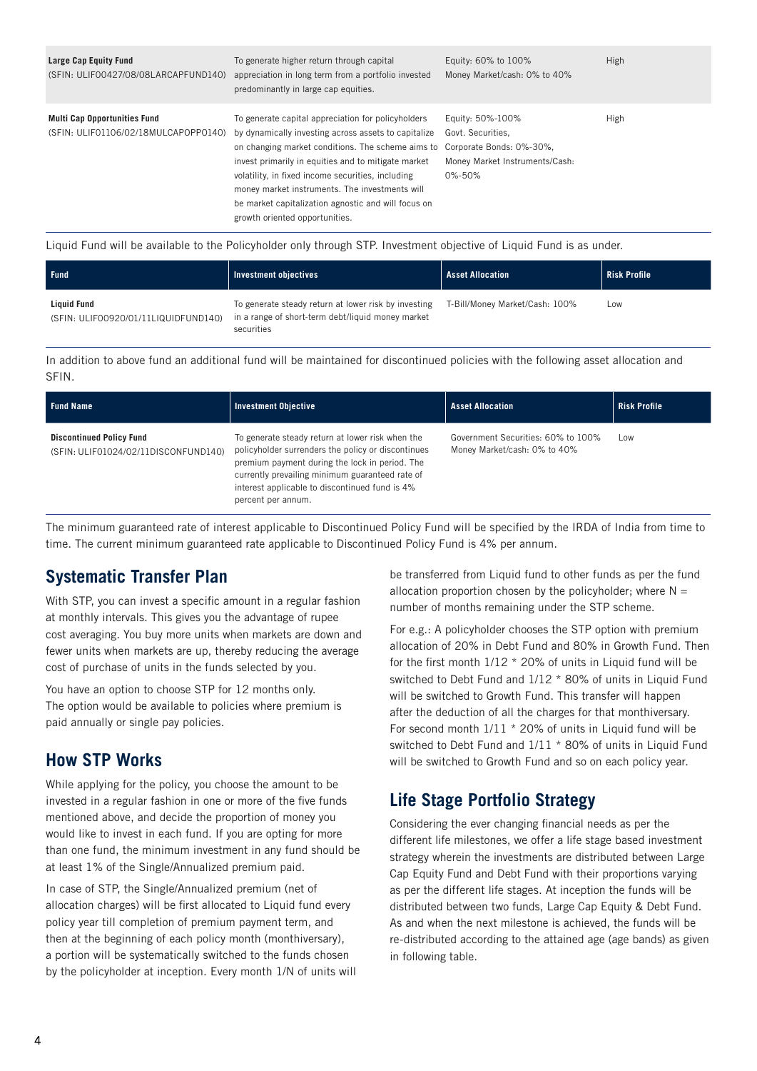| | | | |
|---|---|---|---|
| **Large Cap Equity Fund**<br>(SFIN: ULIF00427/08/08LARCAPFUND140) | To generate higher return through capital appreciation in long term from a portfolio invested predominantly in large cap equities. | Equity: 60% to 100%<br>Money Market/cash: 0% to 40% | High |
| **Multi Cap Opportunities Fund**<br>(SFIN: ULIF01106/02/18MULCAPOPPO140) | To generate capital appreciation for policyholders by dynamically investing across assets to capitalize on changing market conditions. The scheme aims to invest primarily in equities and to mitigate market volatility, in fixed income securities, including money market instruments. The investments will be market capitalization agnostic and will focus on growth oriented opportunities. | Equity: 50%-100%<br>Govt. Securities,<br>Corporate Bonds: 0%-30%,<br>Money Market Instruments/Cash: 0%-50% | High |

Liquid Fund will be available to the Policyholder only through STP. Investment objective of Liquid Fund is as under.

| Fund | Investment objectives | Asset Allocation | Risk Profile |
|---|---|---|---|
| **Liquid Fund**<br>(SFIN: ULIF00920/01/11LIQUIDFUND140) | To generate steady return at lower risk by investing in a range of short-term debt/liquid money market securities | T-Bill/Money Market/Cash: 100% | Low |

In addition to above fund an additional fund will be maintained for discontinued policies with the following asset allocation and SFIN.

| Fund Name | Investment Objective | Asset Allocation | Risk Profile |
|---|---|---|---|
| **Discontinued Policy Fund**<br>(SFIN: ULIF01024/02/11DISCONFUND140) | To generate steady return at lower risk when the policyholder surrenders the policy or discontinues premium payment during the lock in period. The currently prevailing minimum guaranteed rate of interest applicable to discontinued fund is 4% percent per annum. | Government Securities: 60% to 100%<br>Money Market/cash: 0% to 40% | Low |

The minimum guaranteed rate of interest applicable to Discontinued Policy Fund will be specified by the IRDA of India from time to time. The current minimum guaranteed rate applicable to Discontinued Policy Fund is 4% per annum.

## Systematic Transfer Plan

With STP, you can invest a specific amount in a regular fashion at monthly intervals. This gives you the advantage of rupee cost averaging. You buy more units when markets are down and fewer units when markets are up, thereby reducing the average cost of purchase of units in the funds selected by you.

You have an option to choose STP for 12 months only. The option would be available to policies where premium is paid annually or single pay policies.

## How STP Works

While applying for the policy, you choose the amount to be invested in a regular fashion in one or more of the five funds mentioned above, and decide the proportion of money you would like to invest in each fund. If you are opting for more than one fund, the minimum investment in any fund should be at least 1% of the Single/Annualized premium paid.

In case of STP, the Single/Annualized premium (net of allocation charges) will be first allocated to Liquid fund every policy year till completion of premium payment term, and then at the beginning of each policy month (monthiversary), a portion will be systematically switched to the funds chosen by the policyholder at inception. Every month 1/N of units will be transferred from Liquid fund to other funds as per the fund allocation proportion chosen by the policyholder; where N = number of months remaining under the STP scheme.

For e.g.: A policyholder chooses the STP option with premium allocation of 20% in Debt Fund and 80% in Growth Fund. Then for the first month 1/12 * 20% of units in Liquid fund will be switched to Debt Fund and 1/12 * 80% of units in Liquid Fund will be switched to Growth Fund. This transfer will happen after the deduction of all the charges for that monthiversary. For second month 1/11 * 20% of units in Liquid fund will be switched to Debt Fund and 1/11 * 80% of units in Liquid Fund will be switched to Growth Fund and so on each policy year.

## Life Stage Portfolio Strategy

Considering the ever changing financial needs as per the different life milestones, we offer a life stage based investment strategy wherein the investments are distributed between Large Cap Equity Fund and Debt Fund with their proportions varying as per the different life stages. At inception the funds will be distributed between two funds, Large Cap Equity & Debt Fund. As and when the next milestone is achieved, the funds will be re-distributed according to the attained age (age bands) as given in following table.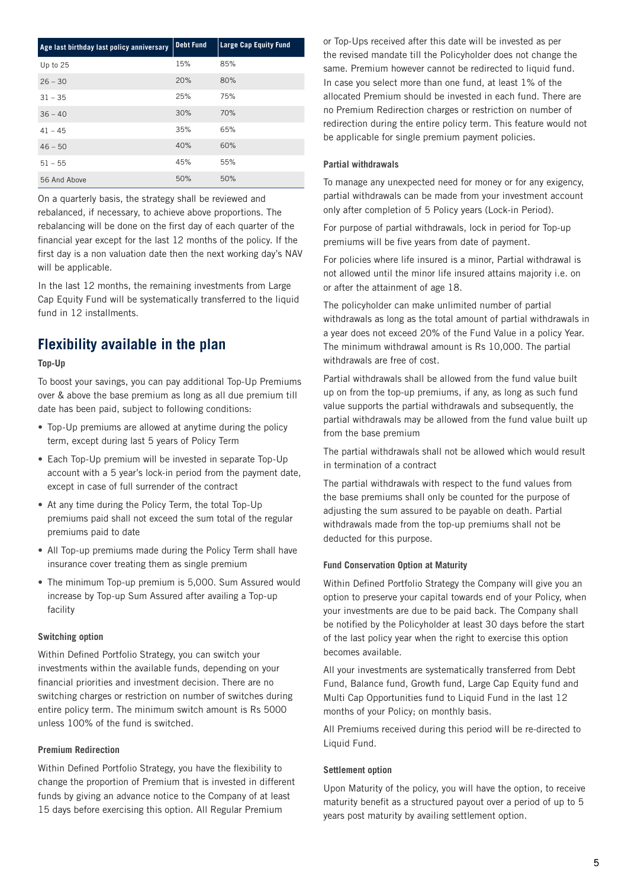| Age last birthday last policy anniversary | Debt Fund | Large Cap Equity Fund |
|---|---|---|
| Up to 25 | 15% | 85% |
| 26 – 30 | 20% | 80% |
| 31 – 35 | 25% | 75% |
| 36 – 40 | 30% | 70% |
| 41 – 45 | 35% | 65% |
| 46 – 50 | 40% | 60% |
| 51 – 55 | 45% | 55% |
| 56 And Above | 50% | 50% |

On a quarterly basis, the strategy shall be reviewed and rebalanced, if necessary, to achieve above proportions. The rebalancing will be done on the first day of each quarter of the financial year except for the last 12 months of the policy. If the first day is a non valuation date then the next working day's NAV will be applicable.

In the last 12 months, the remaining investments from Large Cap Equity Fund will be systematically transferred to the liquid fund in 12 installments.

## Flexibility available in the plan

#### Top-Up

To boost your savings, you can pay additional Top-Up Premiums over & above the base premium as long as all due premium till date has been paid, subject to following conditions:

- Top-Up premiums are allowed at anytime during the policy term, except during last 5 years of Policy Term
- Each Top-Up premium will be invested in separate Top-Up account with a 5 year's lock-in period from the payment date, except in case of full surrender of the contract
- At any time during the Policy Term, the total Top-Up premiums paid shall not exceed the sum total of the regular premiums paid to date
- All Top-up premiums made during the Policy Term shall have insurance cover treating them as single premium
- The minimum Top-up premium is 5,000. Sum Assured would increase by Top-up Sum Assured after availing a Top-up facility

#### Switching option

Within Defined Portfolio Strategy, you can switch your investments within the available funds, depending on your financial priorities and investment decision. There are no switching charges or restriction on number of switches during entire policy term. The minimum switch amount is Rs 5000 unless 100% of the fund is switched.

#### Premium Redirection

Within Defined Portfolio Strategy, you have the flexibility to change the proportion of Premium that is invested in different funds by giving an advance notice to the Company of at least 15 days before exercising this option. All Regular Premium or Top-Ups received after this date will be invested as per the revised mandate till the Policyholder does not change the same. Premium however cannot be redirected to liquid fund. In case you select more than one fund, at least 1% of the allocated Premium should be invested in each fund. There are no Premium Redirection charges or restriction on number of redirection during the entire policy term. This feature would not be applicable for single premium payment policies.

#### Partial withdrawals

To manage any unexpected need for money or for any exigency, partial withdrawals can be made from your investment account only after completion of 5 Policy years (Lock-in Period).

For purpose of partial withdrawals, lock in period for Top-up premiums will be five years from date of payment.

For policies where life insured is a minor, Partial withdrawal is not allowed until the minor life insured attains majority i.e. on or after the attainment of age 18.

The policyholder can make unlimited number of partial withdrawals as long as the total amount of partial withdrawals in a year does not exceed 20% of the Fund Value in a policy Year. The minimum withdrawal amount is Rs 10,000. The partial withdrawals are free of cost.

Partial withdrawals shall be allowed from the fund value built up on from the top-up premiums, if any, as long as such fund value supports the partial withdrawals and subsequently, the partial withdrawals may be allowed from the fund value built up from the base premium

The partial withdrawals shall not be allowed which would result in termination of a contract

The partial withdrawals with respect to the fund values from the base premiums shall only be counted for the purpose of adjusting the sum assured to be payable on death. Partial withdrawals made from the top-up premiums shall not be deducted for this purpose.

#### Fund Conservation Option at Maturity

Within Defined Portfolio Strategy the Company will give you an option to preserve your capital towards end of your Policy, when your investments are due to be paid back. The Company shall be notified by the Policyholder at least 30 days before the start of the last policy year when the right to exercise this option becomes available.

All your investments are systematically transferred from Debt Fund, Balance fund, Growth fund, Large Cap Equity fund and Multi Cap Opportunities fund to Liquid Fund in the last 12 months of your Policy; on monthly basis.

All Premiums received during this period will be re-directed to Liquid Fund.

#### Settlement option

Upon Maturity of the policy, you will have the option, to receive maturity benefit as a structured payout over a period of up to 5 years post maturity by availing settlement option.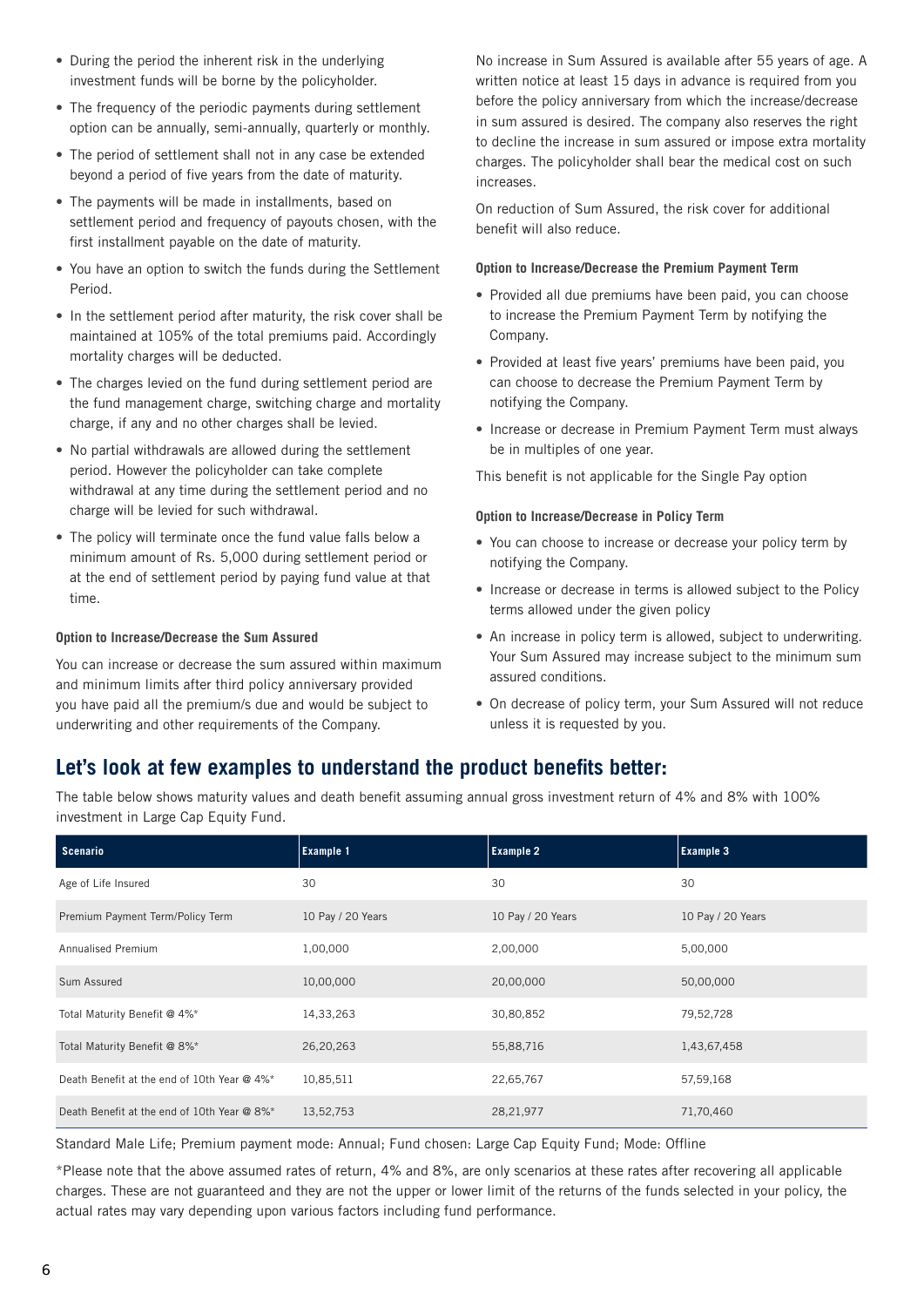- During the period the inherent risk in the underlying investment funds will be borne by the policyholder.
- The frequency of the periodic payments during settlement option can be annually, semi-annually, quarterly or monthly.
- The period of settlement shall not in any case be extended beyond a period of five years from the date of maturity.
- The payments will be made in installments, based on settlement period and frequency of payouts chosen, with the first installment payable on the date of maturity.
- You have an option to switch the funds during the Settlement Period.
- In the settlement period after maturity, the risk cover shall be maintained at 105% of the total premiums paid. Accordingly mortality charges will be deducted.
- The charges levied on the fund during settlement period are the fund management charge, switching charge and mortality charge, if any and no other charges shall be levied.
- No partial withdrawals are allowed during the settlement period. However the policyholder can take complete withdrawal at any time during the settlement period and no charge will be levied for such withdrawal.
- The policy will terminate once the fund value falls below a minimum amount of Rs. 5,000 during settlement period or at the end of settlement period by paying fund value at that time.

#### Option to Increase/Decrease the Sum Assured

You can increase or decrease the sum assured within maximum and minimum limits after third policy anniversary provided you have paid all the premium/s due and would be subject to underwriting and other requirements of the Company.

No increase in Sum Assured is available after 55 years of age. A written notice at least 15 days in advance is required from you before the policy anniversary from which the increase/decrease in sum assured is desired. The company also reserves the right to decline the increase in sum assured or impose extra mortality charges. The policyholder shall bear the medical cost on such increases.

On reduction of Sum Assured, the risk cover for additional benefit will also reduce.

#### Option to Increase/Decrease the Premium Payment Term

- Provided all due premiums have been paid, you can choose to increase the Premium Payment Term by notifying the Company.
- Provided at least five years' premiums have been paid, you can choose to decrease the Premium Payment Term by notifying the Company.
- Increase or decrease in Premium Payment Term must always be in multiples of one year.

This benefit is not applicable for the Single Pay option

#### Option to Increase/Decrease in Policy Term

- You can choose to increase or decrease your policy term by notifying the Company.
- Increase or decrease in terms is allowed subject to the Policy terms allowed under the given policy
- An increase in policy term is allowed, subject to underwriting. Your Sum Assured may increase subject to the minimum sum assured conditions.
- On decrease of policy term, your Sum Assured will not reduce unless it is requested by you.

## Let's look at few examples to understand the product benefits better:

The table below shows maturity values and death benefit assuming annual gross investment return of 4% and 8% with 100% investment in Large Cap Equity Fund.

| Scenario | Example 1 | Example 2 | Example 3 |
|---|---|---|---|
| Age of Life Insured | 30 | 30 | 30 |
| Premium Payment Term/Policy Term | 10 Pay / 20 Years | 10 Pay / 20 Years | 10 Pay / 20 Years |
| Annualised Premium | 1,00,000 | 2,00,000 | 5,00,000 |
| Sum Assured | 10,00,000 | 20,00,000 | 50,00,000 |
| Total Maturity Benefit @ 4%* | 14,33,263 | 30,80,852 | 79,52,728 |
| Total Maturity Benefit @ 8%* | 26,20,263 | 55,88,716 | 1,43,67,458 |
| Death Benefit at the end of 10th Year @ 4%* | 10,85,511 | 22,65,767 | 57,59,168 |
| Death Benefit at the end of 10th Year @ 8%* | 13,52,753 | 28,21,977 | 71,70,460 |

Standard Male Life; Premium payment mode: Annual; Fund chosen: Large Cap Equity Fund; Mode: Offline

*Please note that the above assumed rates of return, 4% and 8%, are only scenarios at these rates after recovering all applicable charges. These are not guaranteed and they are not the upper or lower limit of the returns of the funds selected in your policy, the actual rates may vary depending upon various factors including fund performance.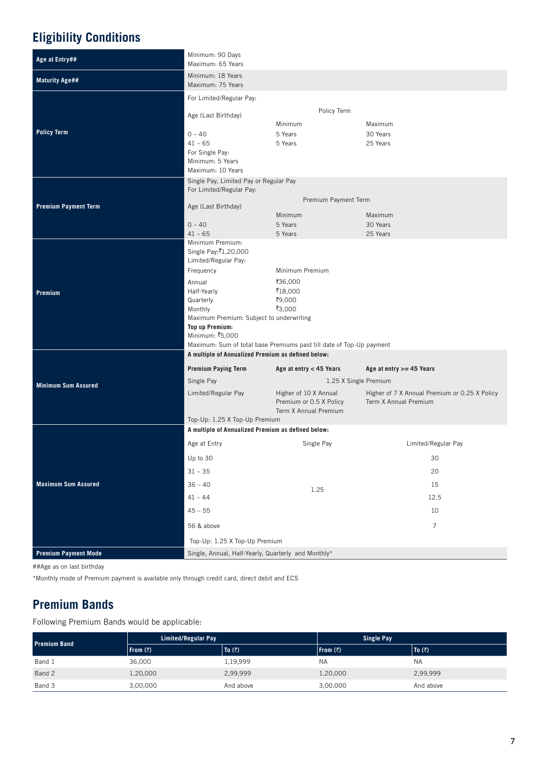## Eligibility Conditions

| | |
|---|---|
| **Age at Entry##** | Minimum: 90 Days<br>Maximum: 65 Years |
| **Maturity Age##** | Minimum: 18 Years<br>Maximum: 75 Years |
| **Policy Term** | For Limited/Regular Pay:<br>Age (Last Birthday) — Policy Term Minimum / Maximum<br>0 – 40: 5 Years / 30 Years<br>41 – 65: 5 Years / 25 Years<br>For Single Pay:<br>Minimum: 5 Years<br>Maximum: 10 Years |
| **Premium Payment Term** | Single Pay, Limited Pay or Regular Pay<br>For Limited/Regular Pay:<br>Age (Last Birthday) — Premium Payment Term Minimum / Maximum<br>0 – 40: 5 Years / 30 Years<br>41 – 65: 5 Years / 25 Years |
| **Premium** | Minimum Premium:<br>Single Pay:₹1,20,000<br>Limited/Regular Pay:<br>Frequency — Minimum Premium<br>Annual: ₹36,000<br>Half-Yearly: ₹18,000<br>Quarterly: ₹9,000<br>Monthly: ₹3,000<br>Maximum Premium: Subject to underwriting<br>**Top up Premium:**<br>Minimum: ₹5,000<br>Maximum: Sum of total base Premiums paid till date of Top-Up payment |
| **Minimum Sum Assured** | **A multiple of Annualized Premium as defined below:**<br>**Premium Paying Term** — **Age at entry < 45 Years** / **Age at entry >= 45 Years**<br>Single Pay: 1.25 X Single Premium<br>Limited/Regular Pay: Higher of 10 X Annual Premium or 0.5 X Policy Term X Annual Premium / Higher of 7 X Annual Premium or 0.25 X Policy Term X Annual Premium<br>Top-Up: 1.25 X Top-Up Premium |
| **Maximum Sum Assured** | **A multiple of Annualized Premium as defined below:**<br>Age at Entry — Single Pay / Limited/Regular Pay<br>Up to 30: 1.25 / 30<br>31 – 35: 1.25 / 20<br>36 – 40: 1.25 / 15<br>41 – 44: 1.25 / 12.5<br>45 – 55: 1.25 / 10<br>56 & above: 1.25 / 7<br>Top-Up: 1.25 X Top-Up Premium |
| **Premium Payment Mode** | Single, Annual, Half-Yearly, Quarterly and Monthly* |

##Age as on last birthday

*Monthly mode of Premium payment is available only through credit card, direct debit and ECS

## Premium Bands

Following Premium Bands would be applicable:

| Premium Band | Limited/Regular Pay | | Single Pay | |
|---|---|---|---|---|
| | From (₹) | To (₹) | From (₹) | To (₹) |
| Band 1 | 36,000 | 1,19,999 | NA | NA |
| Band 2 | 1,20,000 | 2,99,999 | 1,20,000 | 2,99,999 |
| Band 3 | 3,00,000 | And above | 3,00,000 | And above |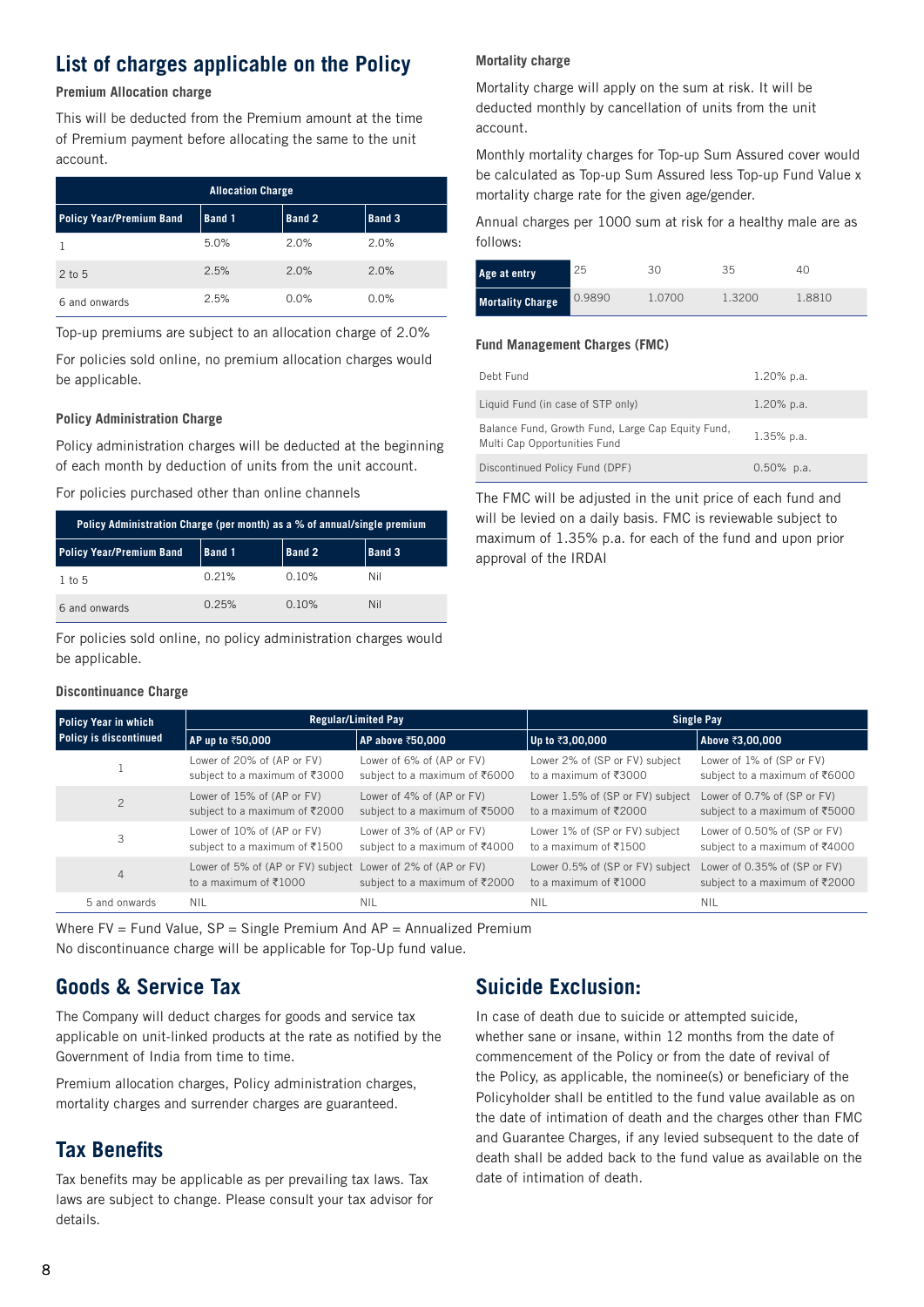## List of charges applicable on the Policy

### Premium Allocation charge

This will be deducted from the Premium amount at the time of Premium payment before allocating the same to the unit account.

| Allocation Charge | | | |
|---|---|---|---|
| Policy Year/Premium Band | Band 1 | Band 2 | Band 3 |
| 1 | 5.0% | 2.0% | 2.0% |
| 2 to 5 | 2.5% | 2.0% | 2.0% |
| 6 and onwards | 2.5% | 0.0% | 0.0% |

Top-up premiums are subject to an allocation charge of 2.0%

For policies sold online, no premium allocation charges would be applicable.

### Policy Administration Charge

Policy administration charges will be deducted at the beginning of each month by deduction of units from the unit account.

For policies purchased other than online channels

| Policy Administration Charge (per month) as a % of annual/single premium | | | |
|---|---|---|---|
| Policy Year/Premium Band | Band 1 | Band 2 | Band 3 |
| 1 to 5 | 0.21% | 0.10% | Nil |
| 6 and onwards | 0.25% | 0.10% | Nil |

For policies sold online, no policy administration charges would be applicable.

### Mortality charge

Mortality charge will apply on the sum at risk. It will be deducted monthly by cancellation of units from the unit account.

Monthly mortality charges for Top-up Sum Assured cover would be calculated as Top-up Sum Assured less Top-up Fund Value x mortality charge rate for the given age/gender.

Annual charges per 1000 sum at risk for a healthy male are as follows:

| Age at entry | 25 | 30 | 35 | 40 |
|---|---|---|---|---|
| Mortality Charge | 0.9890 | 1.0700 | 1.3200 | 1.8810 |

### Fund Management Charges (FMC)

| Fund | FMC |
|---|---|
| Debt Fund | 1.20% p.a. |
| Liquid Fund (in case of STP only) | 1.20% p.a. |
| Balance Fund, Growth Fund, Large Cap Equity Fund, Multi Cap Opportunities Fund | 1.35% p.a. |
| Discontinued Policy Fund (DPF) | 0.50% p.a. |

The FMC will be adjusted in the unit price of each fund and will be levied on a daily basis. FMC is reviewable subject to maximum of 1.35% p.a. for each of the fund and upon prior approval of the IRDAI

### Discontinuance Charge

| Policy Year in which Policy is discontinued | Regular/Limited Pay | | Single Pay | |
|---|---|---|---|---|
| | AP up to ₹50,000 | AP above ₹50,000 | Up to ₹3,00,000 | Above ₹3,00,000 |
| 1 | Lower of 20% of (AP or FV) subject to a maximum of ₹3000 | Lower of 6% of (AP or FV) subject to a maximum of ₹6000 | Lower 2% of (SP or FV) subject to a maximum of ₹3000 | Lower of 1% of (SP or FV) subject to a maximum of ₹6000 |
| 2 | Lower of 15% of (AP or FV) subject to a maximum of ₹2000 | Lower of 4% of (AP or FV) subject to a maximum of ₹5000 | Lower 1.5% of (SP or FV) subject to a maximum of ₹2000 | Lower of 0.7% of (SP or FV) subject to a maximum of ₹5000 |
| 3 | Lower of 10% of (AP or FV) subject to a maximum of ₹1500 | Lower of 3% of (AP or FV) subject to a maximum of ₹4000 | Lower 1% of (SP or FV) subject to a maximum of ₹1500 | Lower of 0.50% of (SP or FV) subject to a maximum of ₹4000 |
| 4 | Lower of 5% of (AP or FV) subject to a maximum of ₹1000 | Lower of 2% of (AP or FV) subject to a maximum of ₹2000 | Lower 0.5% of (SP or FV) subject to a maximum of ₹1000 | Lower of 0.35% of (SP or FV) subject to a maximum of ₹2000 |
| 5 and onwards | NIL | NIL | NIL | NIL |

Where FV = Fund Value, SP = Single Premium And AP = Annualized Premium

No discontinuance charge will be applicable for Top-Up fund value.

## Goods & Service Tax

The Company will deduct charges for goods and service tax applicable on unit-linked products at the rate as notified by the Government of India from time to time.

Premium allocation charges, Policy administration charges, mortality charges and surrender charges are guaranteed.

## Tax Benefits

Tax benefits may be applicable as per prevailing tax laws. Tax laws are subject to change. Please consult your tax advisor for details.

## Suicide Exclusion:

In case of death due to suicide or attempted suicide, whether sane or insane, within 12 months from the date of commencement of the Policy or from the date of revival of the Policy, as applicable, the nominee(s) or beneficiary of the Policyholder shall be entitled to the fund value available as on the date of intimation of death and the charges other than FMC and Guarantee Charges, if any levied subsequent to the date of death shall be added back to the fund value as available on the date of intimation of death.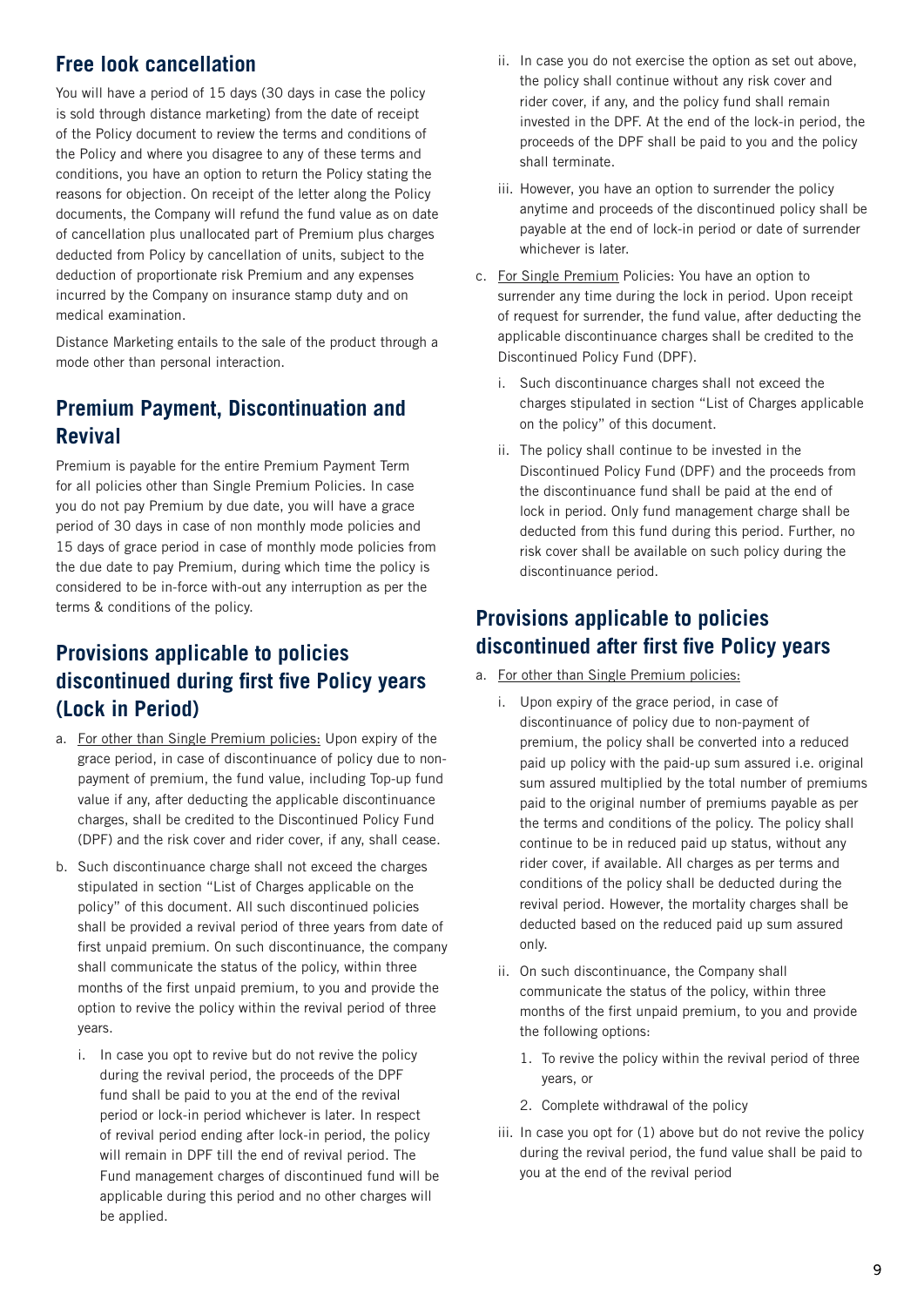## Free look cancellation

You will have a period of 15 days (30 days in case the policy is sold through distance marketing) from the date of receipt of the Policy document to review the terms and conditions of the Policy and where you disagree to any of these terms and conditions, you have an option to return the Policy stating the reasons for objection. On receipt of the letter along the Policy documents, the Company will refund the fund value as on date of cancellation plus unallocated part of Premium plus charges deducted from Policy by cancellation of units, subject to the deduction of proportionate risk Premium and any expenses incurred by the Company on insurance stamp duty and on medical examination.

Distance Marketing entails to the sale of the product through a mode other than personal interaction.

## Premium Payment, Discontinuation and Revival

Premium is payable for the entire Premium Payment Term for all policies other than Single Premium Policies. In case you do not pay Premium by due date, you will have a grace period of 30 days in case of non monthly mode policies and 15 days of grace period in case of monthly mode policies from the due date to pay Premium, during which time the policy is considered to be in-force with-out any interruption as per the terms & conditions of the policy.

## Provisions applicable to policies discontinued during first five Policy years (Lock in Period)

a. For other than Single Premium policies: Upon expiry of the grace period, in case of discontinuance of policy due to non-payment of premium, the fund value, including Top-up fund value if any, after deducting the applicable discontinuance charges, shall be credited to the Discontinued Policy Fund (DPF) and the risk cover and rider cover, if any, shall cease.

b. Such discontinuance charge shall not exceed the charges stipulated in section "List of Charges applicable on the policy" of this document. All such discontinued policies shall be provided a revival period of three years from date of first unpaid premium. On such discontinuance, the company shall communicate the status of the policy, within three months of the first unpaid premium, to you and provide the option to revive the policy within the revival period of three years.

   i. In case you opt to revive but do not revive the policy during the revival period, the proceeds of the DPF fund shall be paid to you at the end of the revival period or lock-in period whichever is later. In respect of revival period ending after lock-in period, the policy will remain in DPF till the end of revival period. The Fund management charges of discontinued fund will be applicable during this period and no other charges will be applied.

   ii. In case you do not exercise the option as set out above, the policy shall continue without any risk cover and rider cover, if any, and the policy fund shall remain invested in the DPF. At the end of the lock-in period, the proceeds of the DPF shall be paid to you and the policy shall terminate.

   iii. However, you have an option to surrender the policy anytime and proceeds of the discontinued policy shall be payable at the end of lock-in period or date of surrender whichever is later.

c. For Single Premium Policies: You have an option to surrender any time during the lock in period. Upon receipt of request for surrender, the fund value, after deducting the applicable discontinuance charges shall be credited to the Discontinued Policy Fund (DPF).

   i. Such discontinuance charges shall not exceed the charges stipulated in section "List of Charges applicable on the policy" of this document.

   ii. The policy shall continue to be invested in the Discontinued Policy Fund (DPF) and the proceeds from the discontinuance fund shall be paid at the end of lock in period. Only fund management charge shall be deducted from this fund during this period. Further, no risk cover shall be available on such policy during the discontinuance period.

## Provisions applicable to policies discontinued after first five Policy years

a. For other than Single Premium policies:

   i. Upon expiry of the grace period, in case of discontinuance of policy due to non-payment of premium, the policy shall be converted into a reduced paid up policy with the paid-up sum assured i.e. original sum assured multiplied by the total number of premiums paid to the original number of premiums payable as per the terms and conditions of the policy. The policy shall continue to be in reduced paid up status, without any rider cover, if available. All charges as per terms and conditions of the policy shall be deducted during the revival period. However, the mortality charges shall be deducted based on the reduced paid up sum assured only.

   ii. On such discontinuance, the Company shall communicate the status of the policy, within three months of the first unpaid premium, to you and provide the following options:

      1. To revive the policy within the revival period of three years, or

      2. Complete withdrawal of the policy

   iii. In case you opt for (1) above but do not revive the policy during the revival period, the fund value shall be paid to you at the end of the revival period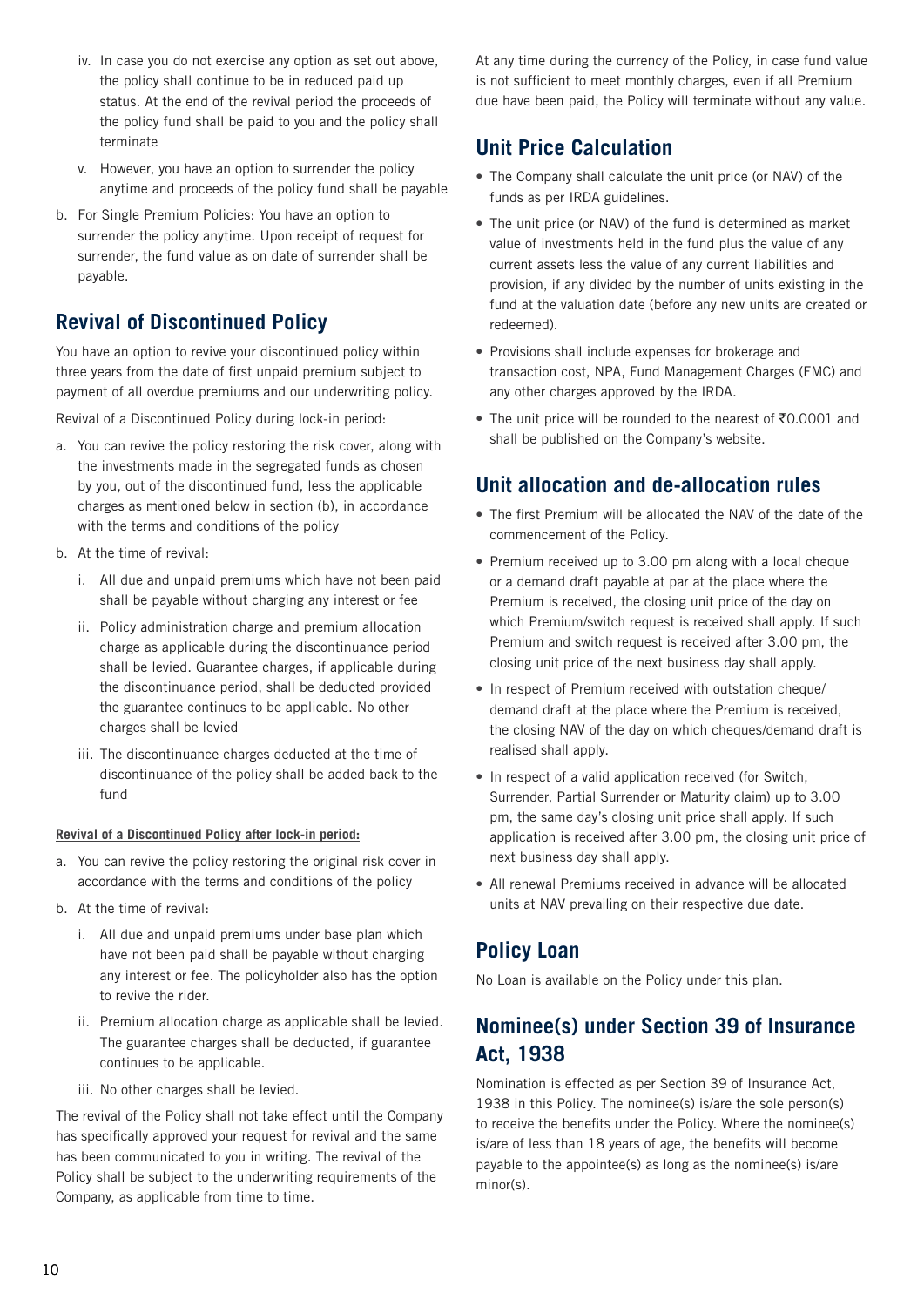iv. In case you do not exercise any option as set out above, the policy shall continue to be in reduced paid up status. At the end of the revival period the proceeds of the policy fund shall be paid to you and the policy shall terminate

   v. However, you have an option to surrender the policy anytime and proceeds of the policy fund shall be payable

b. For Single Premium Policies: You have an option to surrender the policy anytime. Upon receipt of request for surrender, the fund value as on date of surrender shall be payable.

## Revival of Discontinued Policy

You have an option to revive your discontinued policy within three years from the date of first unpaid premium subject to payment of all overdue premiums and our underwriting policy.

Revival of a Discontinued Policy during lock-in period:

a. You can revive the policy restoring the risk cover, along with the investments made in the segregated funds as chosen by you, out of the discontinued fund, less the applicable charges as mentioned below in section (b), in accordance with the terms and conditions of the policy

b. At the time of revival:

   i. All due and unpaid premiums which have not been paid shall be payable without charging any interest or fee

   ii. Policy administration charge and premium allocation charge as applicable during the discontinuance period shall be levied. Guarantee charges, if applicable during the discontinuance period, shall be deducted provided the guarantee continues to be applicable. No other charges shall be levied

   iii. The discontinuance charges deducted at the time of discontinuance of the policy shall be added back to the fund

**Revival of a Discontinued Policy after lock-in period:**

a. You can revive the policy restoring the original risk cover in accordance with the terms and conditions of the policy

b. At the time of revival:

   i. All due and unpaid premiums under base plan which have not been paid shall be payable without charging any interest or fee. The policyholder also has the option to revive the rider.

   ii. Premium allocation charge as applicable shall be levied. The guarantee charges shall be deducted, if guarantee continues to be applicable.

   iii. No other charges shall be levied.

The revival of the Policy shall not take effect until the Company has specifically approved your request for revival and the same has been communicated to you in writing. The revival of the Policy shall be subject to the underwriting requirements of the Company, as applicable from time to time.

At any time during the currency of the Policy, in case fund value is not sufficient to meet monthly charges, even if all Premium due have been paid, the Policy will terminate without any value.

## Unit Price Calculation

- The Company shall calculate the unit price (or NAV) of the funds as per IRDA guidelines.
- The unit price (or NAV) of the fund is determined as market value of investments held in the fund plus the value of any current assets less the value of any current liabilities and provision, if any divided by the number of units existing in the fund at the valuation date (before any new units are created or redeemed).
- Provisions shall include expenses for brokerage and transaction cost, NPA, Fund Management Charges (FMC) and any other charges approved by the IRDA.
- The unit price will be rounded to the nearest of ₹0.0001 and shall be published on the Company's website.

## Unit allocation and de-allocation rules

- The first Premium will be allocated the NAV of the date of the commencement of the Policy.
- Premium received up to 3.00 pm along with a local cheque or a demand draft payable at par at the place where the Premium is received, the closing unit price of the day on which Premium/switch request is received shall apply. If such Premium and switch request is received after 3.00 pm, the closing unit price of the next business day shall apply.
- In respect of Premium received with outstation cheque/ demand draft at the place where the Premium is received, the closing NAV of the day on which cheques/demand draft is realised shall apply.
- In respect of a valid application received (for Switch, Surrender, Partial Surrender or Maturity claim) up to 3.00 pm, the same day's closing unit price shall apply. If such application is received after 3.00 pm, the closing unit price of next business day shall apply.
- All renewal Premiums received in advance will be allocated units at NAV prevailing on their respective due date.

## Policy Loan

No Loan is available on the Policy under this plan.

## Nominee(s) under Section 39 of Insurance Act, 1938

Nomination is effected as per Section 39 of Insurance Act, 1938 in this Policy. The nominee(s) is/are the sole person(s) to receive the benefits under the Policy. Where the nominee(s) is/are of less than 18 years of age, the benefits will become payable to the appointee(s) as long as the nominee(s) is/are minor(s).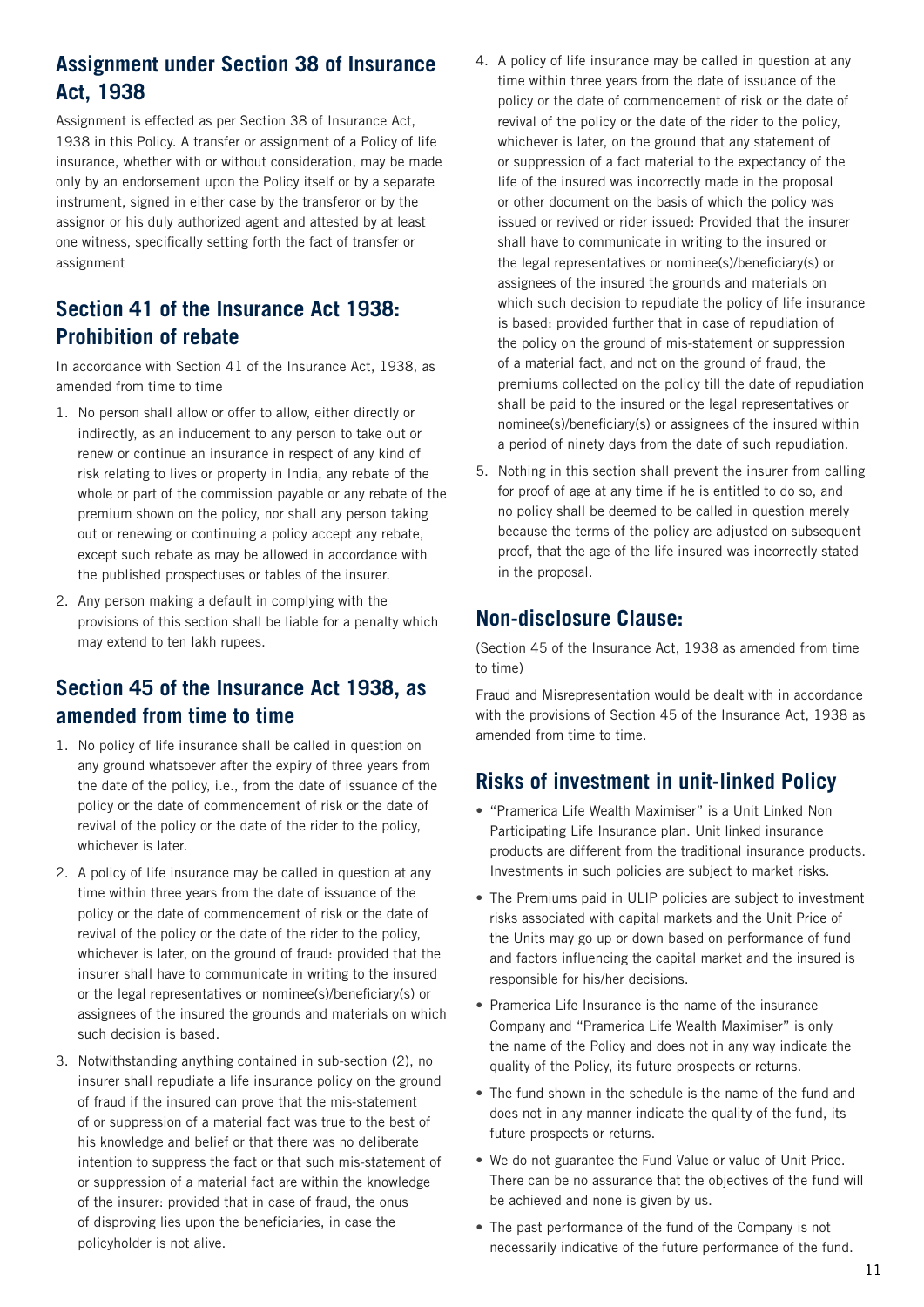## Assignment under Section 38 of Insurance Act, 1938

Assignment is effected as per Section 38 of Insurance Act, 1938 in this Policy. A transfer or assignment of a Policy of life insurance, whether with or without consideration, may be made only by an endorsement upon the Policy itself or by a separate instrument, signed in either case by the transferor or by the assignor or his duly authorized agent and attested by at least one witness, specifically setting forth the fact of transfer or assignment

## Section 41 of the Insurance Act 1938: Prohibition of rebate

In accordance with Section 41 of the Insurance Act, 1938, as amended from time to time

1. No person shall allow or offer to allow, either directly or indirectly, as an inducement to any person to take out or renew or continue an insurance in respect of any kind of risk relating to lives or property in India, any rebate of the whole or part of the commission payable or any rebate of the premium shown on the policy, nor shall any person taking out or renewing or continuing a policy accept any rebate, except such rebate as may be allowed in accordance with the published prospectuses or tables of the insurer.
2. Any person making a default in complying with the provisions of this section shall be liable for a penalty which may extend to ten lakh rupees.

## Section 45 of the Insurance Act 1938, as amended from time to time

1. No policy of life insurance shall be called in question on any ground whatsoever after the expiry of three years from the date of the policy, i.e., from the date of issuance of the policy or the date of commencement of risk or the date of revival of the policy or the date of the rider to the policy, whichever is later.
2. A policy of life insurance may be called in question at any time within three years from the date of issuance of the policy or the date of commencement of risk or the date of revival of the policy or the date of the rider to the policy, whichever is later, on the ground of fraud: provided that the insurer shall have to communicate in writing to the insured or the legal representatives or nominee(s)/beneficiary(s) or assignees of the insured the grounds and materials on which such decision is based.
3. Notwithstanding anything contained in sub-section (2), no insurer shall repudiate a life insurance policy on the ground of fraud if the insured can prove that the mis-statement of or suppression of a material fact was true to the best of his knowledge and belief or that there was no deliberate intention to suppress the fact or that such mis-statement of or suppression of a material fact are within the knowledge of the insurer: provided that in case of fraud, the onus of disproving lies upon the beneficiaries, in case the policyholder is not alive.
4. A policy of life insurance may be called in question at any time within three years from the date of issuance of the policy or the date of commencement of risk or the date of revival of the policy or the date of the rider to the policy, whichever is later, on the ground that any statement of or suppression of a fact material to the expectancy of the life of the insured was incorrectly made in the proposal or other document on the basis of which the policy was issued or revived or rider issued: Provided that the insurer shall have to communicate in writing to the insured or the legal representatives or nominee(s)/beneficiary(s) or assignees of the insured the grounds and materials on which such decision to repudiate the policy of life insurance is based: provided further that in case of repudiation of the policy on the ground of mis-statement or suppression of a material fact, and not on the ground of fraud, the premiums collected on the policy till the date of repudiation shall be paid to the insured or the legal representatives or nominee(s)/beneficiary(s) or assignees of the insured within a period of ninety days from the date of such repudiation.
5. Nothing in this section shall prevent the insurer from calling for proof of age at any time if he is entitled to do so, and no policy shall be deemed to be called in question merely because the terms of the policy are adjusted on subsequent proof, that the age of the life insured was incorrectly stated in the proposal.

## Non-disclosure Clause:

(Section 45 of the Insurance Act, 1938 as amended from time to time)

Fraud and Misrepresentation would be dealt with in accordance with the provisions of Section 45 of the Insurance Act, 1938 as amended from time to time.

## Risks of investment in unit-linked Policy

- "Pramerica Life Wealth Maximiser" is a Unit Linked Non Participating Life Insurance plan. Unit linked insurance products are different from the traditional insurance products. Investments in such policies are subject to market risks.
- The Premiums paid in ULIP policies are subject to investment risks associated with capital markets and the Unit Price of the Units may go up or down based on performance of fund and factors influencing the capital market and the insured is responsible for his/her decisions.
- Pramerica Life Insurance is the name of the insurance Company and "Pramerica Life Wealth Maximiser" is only the name of the Policy and does not in any way indicate the quality of the Policy, its future prospects or returns.
- The fund shown in the schedule is the name of the fund and does not in any manner indicate the quality of the fund, its future prospects or returns.
- We do not guarantee the Fund Value or value of Unit Price. There can be no assurance that the objectives of the fund will be achieved and none is given by us.
- The past performance of the fund of the Company is not necessarily indicative of the future performance of the fund.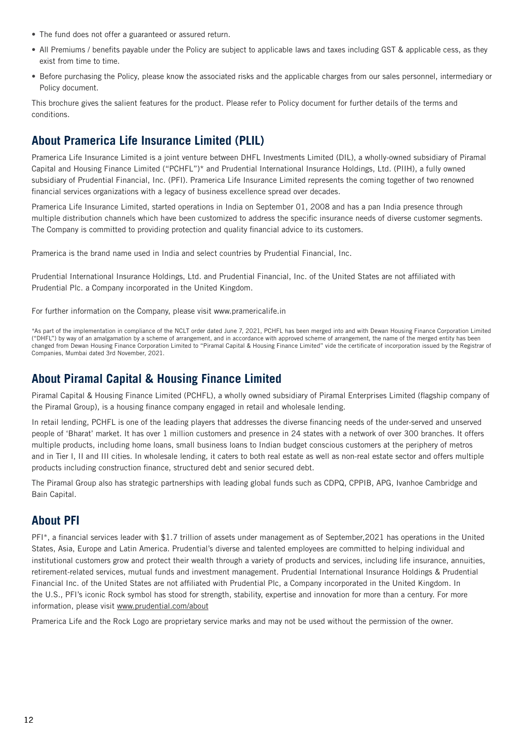- The fund does not offer a guaranteed or assured return.
- All Premiums / benefits payable under the Policy are subject to applicable laws and taxes including GST & applicable cess, as they exist from time to time.
- Before purchasing the Policy, please know the associated risks and the applicable charges from our sales personnel, intermediary or Policy document.

This brochure gives the salient features for the product. Please refer to Policy document for further details of the terms and conditions.

## About Pramerica Life Insurance Limited (PLIL)

Pramerica Life Insurance Limited is a joint venture between DHFL Investments Limited (DIL), a wholly-owned subsidiary of Piramal Capital and Housing Finance Limited ("PCHFL")* and Prudential International Insurance Holdings, Ltd. (PIIH), a fully owned subsidiary of Prudential Financial, Inc. (PFI). Pramerica Life Insurance Limited represents the coming together of two renowned financial services organizations with a legacy of business excellence spread over decades.

Pramerica Life Insurance Limited, started operations in India on September 01, 2008 and has a pan India presence through multiple distribution channels which have been customized to address the specific insurance needs of diverse customer segments. The Company is committed to providing protection and quality financial advice to its customers.

Pramerica is the brand name used in India and select countries by Prudential Financial, Inc.

Prudential International Insurance Holdings, Ltd. and Prudential Financial, Inc. of the United States are not affiliated with Prudential Plc. a Company incorporated in the United Kingdom.

For further information on the Company, please visit www.pramericalife.in

*As part of the implementation in compliance of the NCLT order dated June 7, 2021, PCHFL has been merged into and with Dewan Housing Finance Corporation Limited ("DHFL") by way of an amalgamation by a scheme of arrangement, and in accordance with approved scheme of arrangement, the name of the merged entity has been changed from Dewan Housing Finance Corporation Limited to "Piramal Capital & Housing Finance Limited" vide the certificate of incorporation issued by the Registrar of Companies, Mumbai dated 3rd November, 2021.

## About Piramal Capital & Housing Finance Limited

Piramal Capital & Housing Finance Limited (PCHFL), a wholly owned subsidiary of Piramal Enterprises Limited (flagship company of the Piramal Group), is a housing finance company engaged in retail and wholesale lending.

In retail lending, PCHFL is one of the leading players that addresses the diverse financing needs of the under-served and unserved people of 'Bharat' market. It has over 1 million customers and presence in 24 states with a network of over 300 branches. It offers multiple products, including home loans, small business loans to Indian budget conscious customers at the periphery of metros and in Tier I, II and III cities. In wholesale lending, it caters to both real estate as well as non-real estate sector and offers multiple products including construction finance, structured debt and senior secured debt.

The Piramal Group also has strategic partnerships with leading global funds such as CDPQ, CPPIB, APG, Ivanhoe Cambridge and Bain Capital.

## About PFI

PFI*, a financial services leader with $1.7 trillion of assets under management as of September,2021 has operations in the United States, Asia, Europe and Latin America. Prudential's diverse and talented employees are committed to helping individual and institutional customers grow and protect their wealth through a variety of products and services, including life insurance, annuities, retirement-related services, mutual funds and investment management. Prudential International Insurance Holdings & Prudential Financial Inc. of the United States are not affiliated with Prudential Plc, a Company incorporated in the United Kingdom. In the U.S., PFI's iconic Rock symbol has stood for strength, stability, expertise and innovation for more than a century. For more information, please visit www.prudential.com/about

Pramerica Life and the Rock Logo are proprietary service marks and may not be used without the permission of the owner.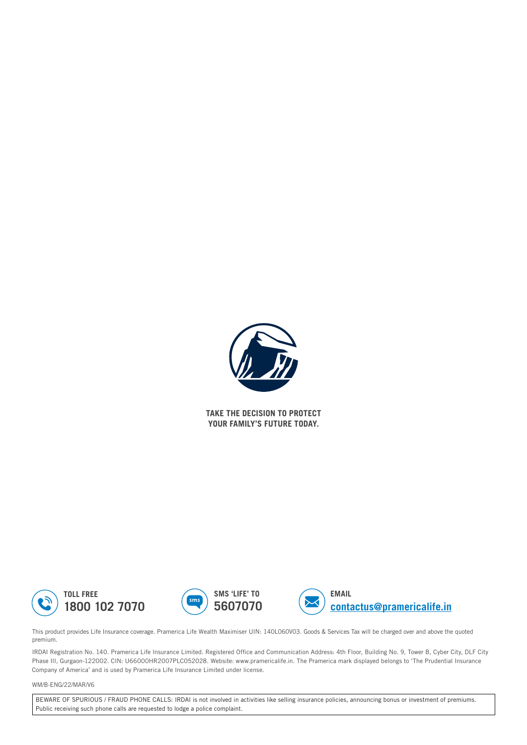**TAKE THE DECISION TO PROTECT YOUR FAMILY'S FUTURE TODAY.**

**TOLL FREE**
**1800 102 7070**

**SMS 'LIFE' TO**
**5607070**

**EMAIL**
**contactus@pramericalife.in**

This product provides Life Insurance coverage. Pramerica Life Wealth Maximiser UIN: 140L060V03. Goods & Services Tax will be charged over and above the quoted premium.

IRDAI Registration No. 140. Pramerica Life Insurance Limited. Registered Office and Communication Address: 4th Floor, Building No. 9, Tower B, Cyber City, DLF City Phase III, Gurgaon-122002. CIN: U66000HR2007PLC052028. Website: www.pramericalife.in. The Pramerica mark displayed belongs to 'The Prudential Insurance Company of America' and is used by Pramerica Life Insurance Limited under license.

WM/B-ENG/22/MAR/V6

BEWARE OF SPURIOUS / FRAUD PHONE CALLS: IRDAI is not involved in activities like selling insurance policies, announcing bonus or investment of premiums. Public receiving such phone calls are requested to lodge a police complaint.